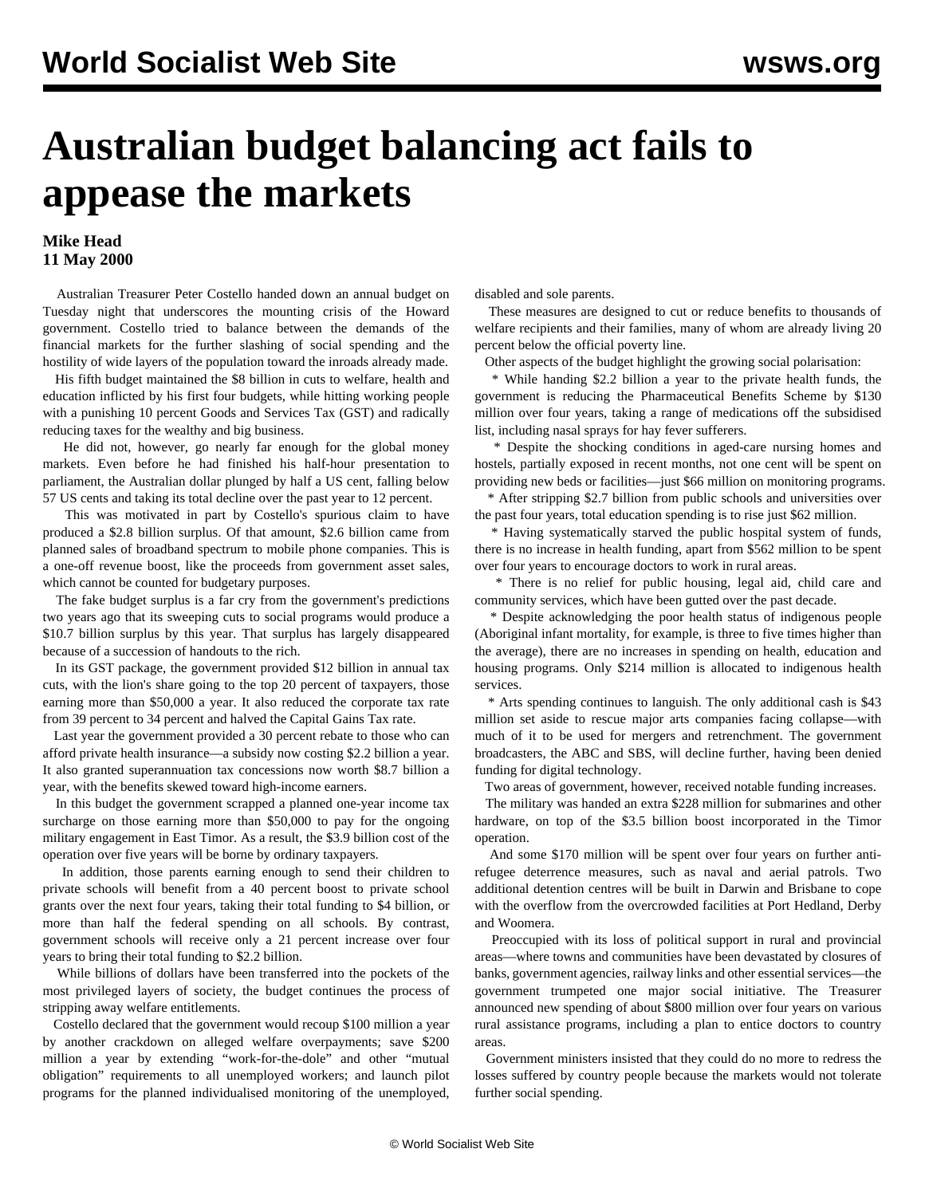# Australian budget balancing act fails to appease the markets

**Mike Head**
**11 May 2000**

Australian Treasurer Peter Costello handed down an annual budget on Tuesday night that underscores the mounting crisis of the Howard government. Costello tried to balance between the demands of the financial markets for the further slashing of social spending and the hostility of wide layers of the population toward the inroads already made.

His fifth budget maintained the $8 billion in cuts to welfare, health and education inflicted by his first four budgets, while hitting working people with a punishing 10 percent Goods and Services Tax (GST) and radically reducing taxes for the wealthy and big business.

He did not, however, go nearly far enough for the global money markets. Even before he had finished his half-hour presentation to parliament, the Australian dollar plunged by half a US cent, falling below 57 US cents and taking its total decline over the past year to 12 percent.

This was motivated in part by Costello's spurious claim to have produced a $2.8 billion surplus. Of that amount, $2.6 billion came from planned sales of broadband spectrum to mobile phone companies. This is a one-off revenue boost, like the proceeds from government asset sales, which cannot be counted for budgetary purposes.

The fake budget surplus is a far cry from the government's predictions two years ago that its sweeping cuts to social programs would produce a $10.7 billion surplus by this year. That surplus has largely disappeared because of a succession of handouts to the rich.

In its GST package, the government provided $12 billion in annual tax cuts, with the lion's share going to the top 20 percent of taxpayers, those earning more than $50,000 a year. It also reduced the corporate tax rate from 39 percent to 34 percent and halved the Capital Gains Tax rate.

Last year the government provided a 30 percent rebate to those who can afford private health insurance—a subsidy now costing $2.2 billion a year. It also granted superannuation tax concessions now worth $8.7 billion a year, with the benefits skewed toward high-income earners.

In this budget the government scrapped a planned one-year income tax surcharge on those earning more than $50,000 to pay for the ongoing military engagement in East Timor. As a result, the $3.9 billion cost of the operation over five years will be borne by ordinary taxpayers.

In addition, those parents earning enough to send their children to private schools will benefit from a 40 percent boost to private school grants over the next four years, taking their total funding to $4 billion, or more than half the federal spending on all schools. By contrast, government schools will receive only a 21 percent increase over four years to bring their total funding to $2.2 billion.

While billions of dollars have been transferred into the pockets of the most privileged layers of society, the budget continues the process of stripping away welfare entitlements.

Costello declared that the government would recoup $100 million a year by another crackdown on alleged welfare overpayments; save $200 million a year by extending "work-for-the-dole" and other "mutual obligation" requirements to all unemployed workers; and launch pilot programs for the planned individualised monitoring of the unemployed, disabled and sole parents.

These measures are designed to cut or reduce benefits to thousands of welfare recipients and their families, many of whom are already living 20 percent below the official poverty line.

Other aspects of the budget highlight the growing social polarisation:

* While handing $2.2 billion a year to the private health funds, the government is reducing the Pharmaceutical Benefits Scheme by $130 million over four years, taking a range of medications off the subsidised list, including nasal sprays for hay fever sufferers.

* Despite the shocking conditions in aged-care nursing homes and hostels, partially exposed in recent months, not one cent will be spent on providing new beds or facilities—just $66 million on monitoring programs.

* After stripping $2.7 billion from public schools and universities over the past four years, total education spending is to rise just $62 million.

* Having systematically starved the public hospital system of funds, there is no increase in health funding, apart from $562 million to be spent over four years to encourage doctors to work in rural areas.

* There is no relief for public housing, legal aid, child care and community services, which have been gutted over the past decade.

* Despite acknowledging the poor health status of indigenous people (Aboriginal infant mortality, for example, is three to five times higher than the average), there are no increases in spending on health, education and housing programs. Only $214 million is allocated to indigenous health services.

* Arts spending continues to languish. The only additional cash is $43 million set aside to rescue major arts companies facing collapse—with much of it to be used for mergers and retrenchment. The government broadcasters, the ABC and SBS, will decline further, having been denied funding for digital technology.

Two areas of government, however, received notable funding increases.

The military was handed an extra $228 million for submarines and other hardware, on top of the $3.5 billion boost incorporated in the Timor operation.

And some $170 million will be spent over four years on further anti-refugee deterrence measures, such as naval and aerial patrols. Two additional detention centres will be built in Darwin and Brisbane to cope with the overflow from the overcrowded facilities at Port Hedland, Derby and Woomera.

Preoccupied with its loss of political support in rural and provincial areas—where towns and communities have been devastated by closures of banks, government agencies, railway links and other essential services—the government trumpeted one major social initiative. The Treasurer announced new spending of about $800 million over four years on various rural assistance programs, including a plan to entice doctors to country areas.

Government ministers insisted that they could do no more to redress the losses suffered by country people because the markets would not tolerate further social spending.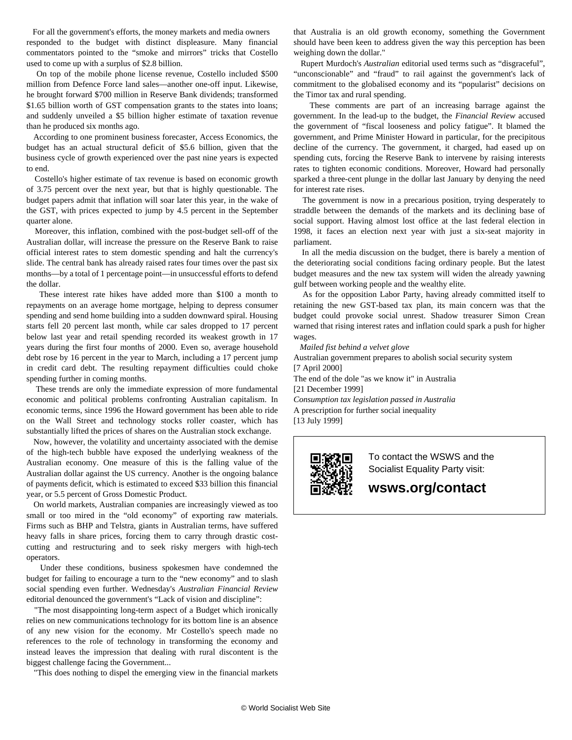For all the government's efforts, the money markets and media owners responded to the budget with distinct displeasure. Many financial commentators pointed to the "smoke and mirrors" tricks that Costello used to come up with a surplus of $2.8 billion.

On top of the mobile phone license revenue, Costello included $500 million from Defence Force land sales—another one-off input. Likewise, he brought forward $700 million in Reserve Bank dividends; transformed $1.65 billion worth of GST compensation grants to the states into loans; and suddenly unveiled a $5 billion higher estimate of taxation revenue than he produced six months ago.

According to one prominent business forecaster, Access Economics, the budget has an actual structural deficit of $5.6 billion, given that the business cycle of growth experienced over the past nine years is expected to end.

Costello's higher estimate of tax revenue is based on economic growth of 3.75 percent over the next year, but that is highly questionable. The budget papers admit that inflation will soar later this year, in the wake of the GST, with prices expected to jump by 4.5 percent in the September quarter alone.

Moreover, this inflation, combined with the post-budget sell-off of the Australian dollar, will increase the pressure on the Reserve Bank to raise official interest rates to stem domestic spending and halt the currency's slide. The central bank has already raised rates four times over the past six months—by a total of 1 percentage point—in unsuccessful efforts to defend the dollar.

These interest rate hikes have added more than $100 a month to repayments on an average home mortgage, helping to depress consumer spending and send home building into a sudden downward spiral. Housing starts fell 20 percent last month, while car sales dropped to 17 percent below last year and retail spending recorded its weakest growth in 17 years during the first four months of 2000. Even so, average household debt rose by 16 percent in the year to March, including a 17 percent jump in credit card debt. The resulting repayment difficulties could choke spending further in coming months.

These trends are only the immediate expression of more fundamental economic and political problems confronting Australian capitalism. In economic terms, since 1996 the Howard government has been able to ride on the Wall Street and technology stocks roller coaster, which has substantially lifted the prices of shares on the Australian stock exchange.

Now, however, the volatility and uncertainty associated with the demise of the high-tech bubble have exposed the underlying weakness of the Australian economy. One measure of this is the falling value of the Australian dollar against the US currency. Another is the ongoing balance of payments deficit, which is estimated to exceed $33 billion this financial year, or 5.5 percent of Gross Domestic Product.

On world markets, Australian companies are increasingly viewed as too small or too mired in the "old economy" of exporting raw materials. Firms such as BHP and Telstra, giants in Australian terms, have suffered heavy falls in share prices, forcing them to carry through drastic cost-cutting and restructuring and to seek risky mergers with high-tech operators.

Under these conditions, business spokesmen have condemned the budget for failing to encourage a turn to the "new economy" and to slash social spending even further. Wednesday's *Australian Financial Review* editorial denounced the government's "Lack of vision and discipline":

"The most disappointing long-term aspect of a Budget which ironically relies on new communications technology for its bottom line is an absence of any new vision for the economy. Mr Costello's speech made no references to the role of technology in transforming the economy and instead leaves the impression that dealing with rural discontent is the biggest challenge facing the Government...

"This does nothing to dispel the emerging view in the financial markets that Australia is an old growth economy, something the Government should have been keen to address given the way this perception has been weighing down the dollar."

Rupert Murdoch's *Australian* editorial used terms such as "disgraceful", "unconscionable" and "fraud" to rail against the government's lack of commitment to the globalised economy and its "popularist" decisions on the Timor tax and rural spending.

These comments are part of an increasing barrage against the government. In the lead-up to the budget, the *Financial Review* accused the government of "fiscal looseness and policy fatigue". It blamed the government, and Prime Minister Howard in particular, for the precipitous decline of the currency. The government, it charged, had eased up on spending cuts, forcing the Reserve Bank to intervene by raising interests rates to tighten economic conditions. Moreover, Howard had personally sparked a three-cent plunge in the dollar last January by denying the need for interest rate rises.

The government is now in a precarious position, trying desperately to straddle between the demands of the markets and its declining base of social support. Having almost lost office at the last federal election in 1998, it faces an election next year with just a six-seat majority in parliament.

In all the media discussion on the budget, there is barely a mention of the deteriorating social conditions facing ordinary people. But the latest budget measures and the new tax system will widen the already yawning gulf between working people and the wealthy elite.

As for the opposition Labor Party, having already committed itself to retaining the new GST-based tax plan, its main concern was that the budget could provoke social unrest. Shadow treasurer Simon Crean warned that rising interest rates and inflation could spark a push for higher wages.

*Mailed fist behind a velvet glove*
Australian government prepares to abolish social security system
[7 April 2000]
The end of the dole "as we know it" in Australia
[21 December 1999]
*Consumption tax legislation passed in Australia*
A prescription for further social inequality
[13 July 1999]

To contact the WSWS and the Socialist Equality Party visit:

**wsws.org/contact**